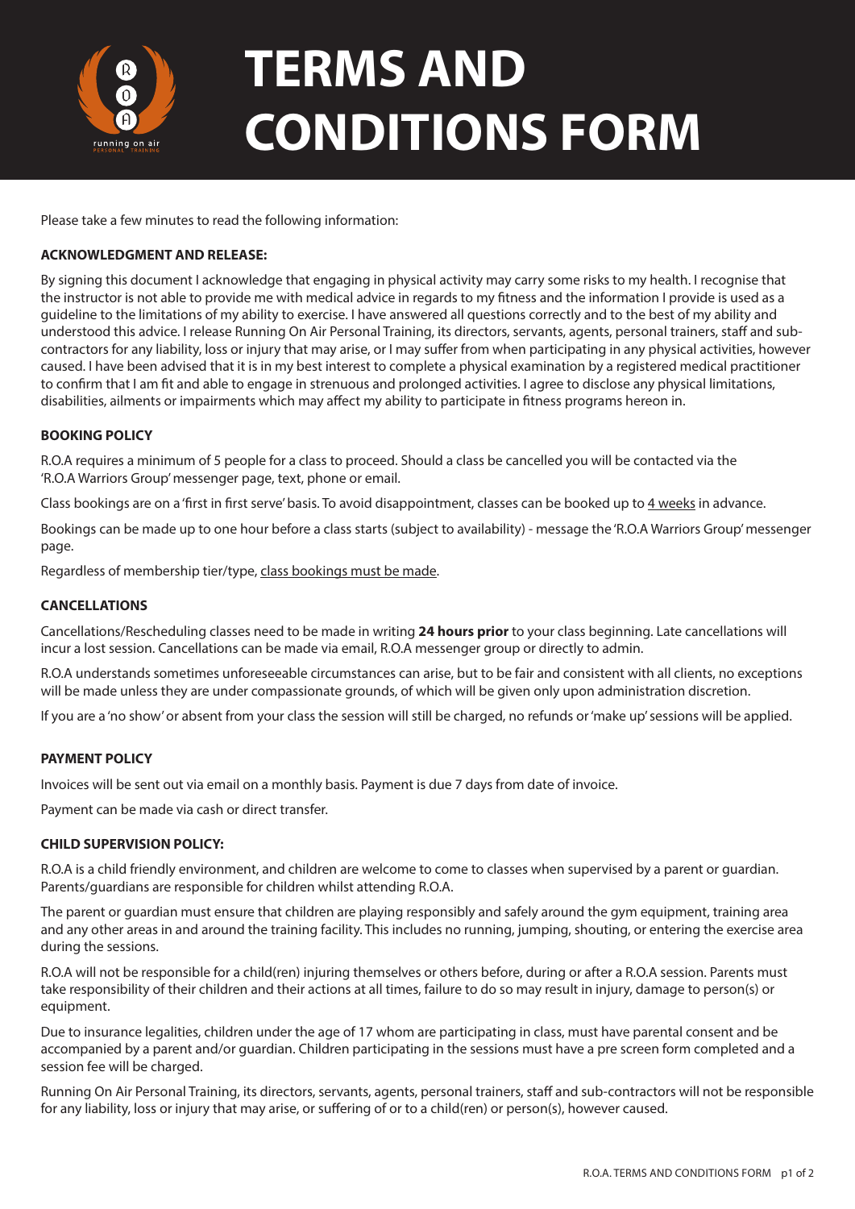# TERMS AND CONDITIONS FORM

Please take a few minutes to read the following information:

**ACKNOWLEDGMENT AND RELEASE:**

By signing this document I acknowledge that engaging in physical activity may carry some risks to my health. I recognise that the instructor is not able to provide me with medical advice in regards to my fitness and the information I provide is used as a guideline to the limitations of my ability to exercise. I have answered all questions correctly and to the best of my ability and understood this advice. I release Running On Air Personal Training, its directors, servants, agents, personal trainers, staff and sub-contractors for any liability, loss or injury that may arise, or I may suffer from when participating in any physical activities, however caused. I have been advised that it is in my best interest to complete a physical examination by a registered medical practitioner to confirm that I am fit and able to engage in strenuous and prolonged activities. I agree to disclose any physical limitations, disabilities, ailments or impairments which may affect my ability to participate in fitness programs hereon in.

**BOOKING POLICY**

R.O.A requires a minimum of 5 people for a class to proceed. Should a class be cancelled you will be contacted via the 'R.O.A Warriors Group' messenger page, text, phone or email.

Class bookings are on a 'first in first serve' basis. To avoid disappointment, classes can be booked up to 4 weeks in advance.

Bookings can be made up to one hour before a class starts (subject to availability) - message the 'R.O.A Warriors Group' messenger page.

Regardless of membership tier/type, class bookings must be made.

**CANCELLATIONS**

Cancellations/Rescheduling classes need to be made in writing **24 hours prior** to your class beginning. Late cancellations will incur a lost session. Cancellations can be made via email, R.O.A messenger group or directly to admin.

R.O.A understands sometimes unforeseeable circumstances can arise, but to be fair and consistent with all clients, no exceptions will be made unless they are under compassionate grounds, of which will be given only upon administration discretion.

If you are a 'no show' or absent from your class the session will still be charged, no refunds or 'make up' sessions will be applied.

**PAYMENT POLICY**

Invoices will be sent out via email on a monthly basis. Payment is due 7 days from date of invoice.

Payment can be made via cash or direct transfer.

**CHILD SUPERVISION POLICY:**

R.O.A is a child friendly environment, and children are welcome to come to classes when supervised by a parent or guardian. Parents/guardians are responsible for children whilst attending R.O.A.

The parent or guardian must ensure that children are playing responsibly and safely around the gym equipment, training area and any other areas in and around the training facility. This includes no running, jumping, shouting, or entering the exercise area during the sessions.

R.O.A will not be responsible for a child(ren) injuring themselves or others before, during or after a R.O.A session. Parents must take responsibility of their children and their actions at all times, failure to do so may result in injury, damage to person(s) or equipment.

Due to insurance legalities, children under the age of 17 whom are participating in class, must have parental consent and be accompanied by a parent and/or guardian. Children participating in the sessions must have a pre screen form completed and a session fee will be charged.

Running On Air Personal Training, its directors, servants, agents, personal trainers, staff and sub-contractors will not be responsible for any liability, loss or injury that may arise, or suffering of or to a child(ren) or person(s), however caused.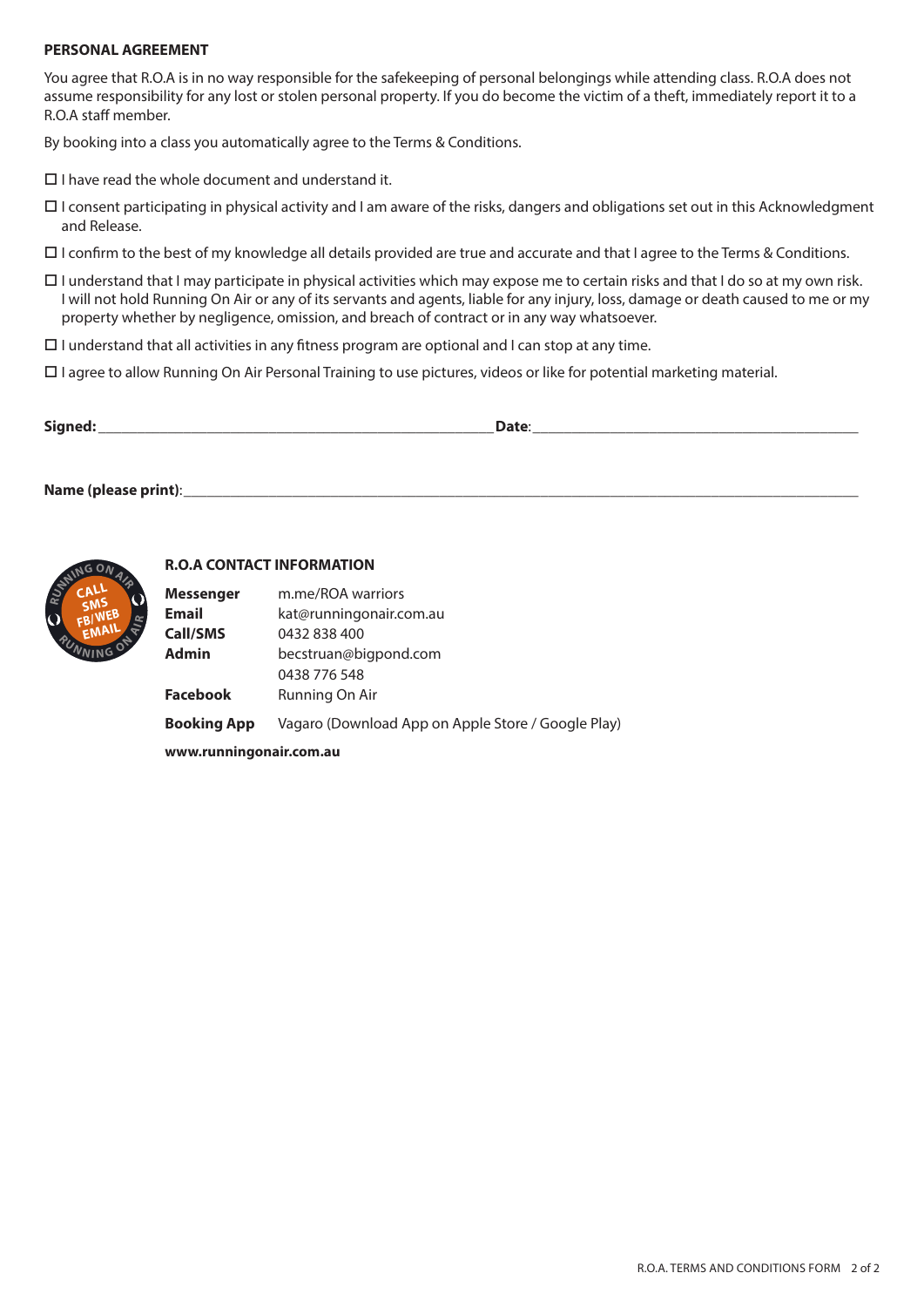**PERSONAL AGREEMENT**

You agree that R.O.A is in no way responsible for the safekeeping of personal belongings while attending class. R.O.A does not assume responsibility for any lost or stolen personal property. If you do become the victim of a theft, immediately report it to a R.O.A staff member.

By booking into a class you automatically agree to the Terms & Conditions.

- ☐ I have read the whole document and understand it.
- ☐ I consent participating in physical activity and I am aware of the risks, dangers and obligations set out in this Acknowledgment and Release.
- ☐ I confirm to the best of my knowledge all details provided are true and accurate and that I agree to the Terms & Conditions.
- ☐ I understand that I may participate in physical activities which may expose me to certain risks and that I do so at my own risk. I will not hold Running On Air or any of its servants and agents, liable for any injury, loss, damage or death caused to me or my property whether by negligence, omission, and breach of contract or in any way whatsoever.
- ☐ I understand that all activities in any fitness program are optional and I can stop at any time.
- ☐ I agree to allow Running On Air Personal Training to use pictures, videos or like for potential marketing material.

**Signed:** ______________________________ **Date**: ______________________________

**Name (please print)**: ______________________________

RUNNING ON AIR
CALL
SMS
FB/WEB
EMAIL
RUNNING ON AIR

**R.O.A CONTACT INFORMATION**

| | |
|---|---|
| **Messenger** | m.me/ROA warriors |
| **Email** | kat@runningonair.com.au |
| **Call/SMS** | 0432 838 400 |
| **Admin** | becstruan@bigpond.com |
| | 0438 776 548 |
| **Facebook** | Running On Air |
| **Booking App** | Vagaro (Download App on Apple Store / Google Play) |

**www.runningonair.com.au**